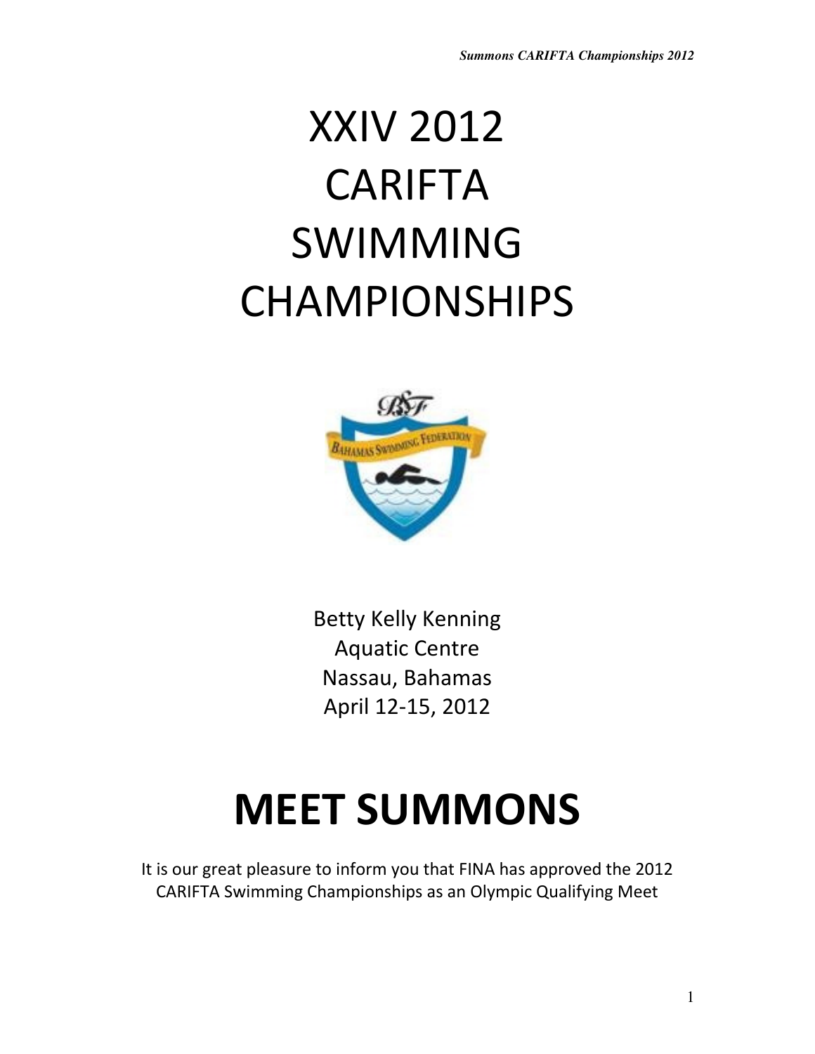# XXIV 2012 CARIFTA SWIMMING CHAMPIONSHIPS

Betty Kelly Kenning
Aquatic Centre
Nassau, Bahamas
April 12-15, 2012

# MEET SUMMONS

It is our great pleasure to inform you that FINA has approved the 2012 CARIFTA Swimming Championships as an Olympic Qualifying Meet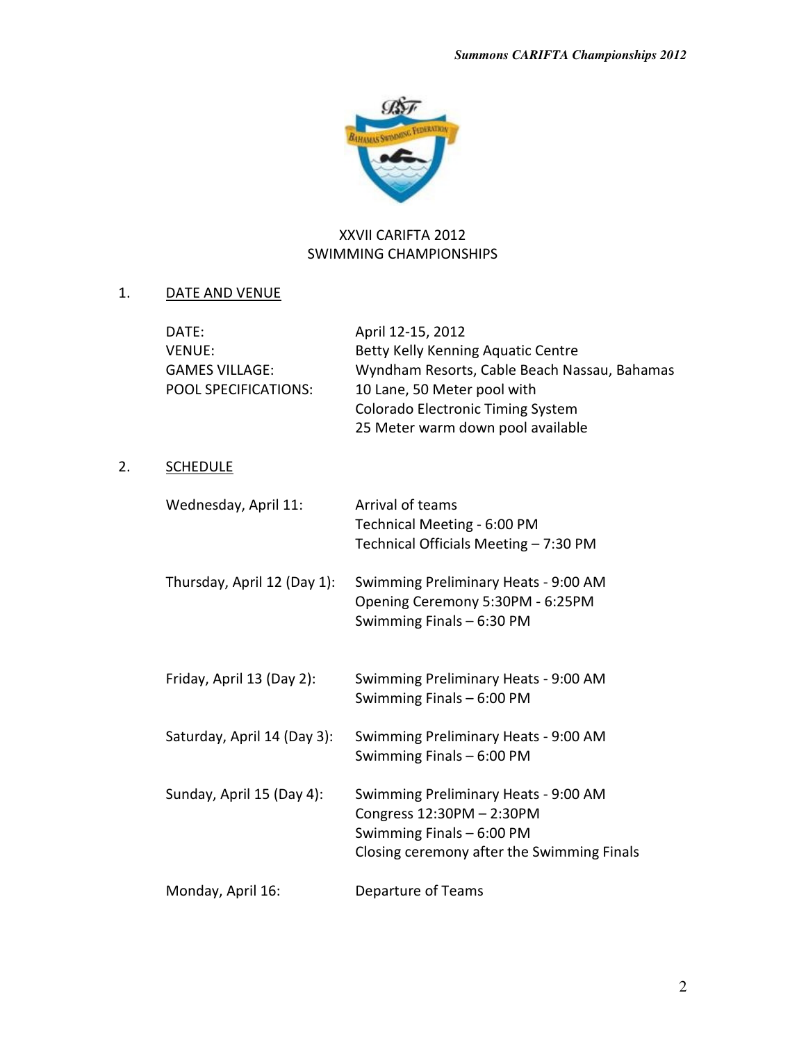XXVII CARIFTA 2012
SWIMMING CHAMPIONSHIPS

## 1. DATE AND VENUE

| | |
|---|---|
| DATE: | April 12-15, 2012 |
| VENUE: | Betty Kelly Kenning Aquatic Centre |
| GAMES VILLAGE: | Wyndham Resorts, Cable Beach Nassau, Bahamas |
| POOL SPECIFICATIONS: | 10 Lane, 50 Meter pool with Colorado Electronic Timing System 25 Meter warm down pool available |

## 2. SCHEDULE

| | |
|---|---|
| Wednesday, April 11: | Arrival of teams<br>Technical Meeting - 6:00 PM<br>Technical Officials Meeting – 7:30 PM |
| Thursday, April 12 (Day 1): | Swimming Preliminary Heats - 9:00 AM<br>Opening Ceremony 5:30PM - 6:25PM<br>Swimming Finals – 6:30 PM |
| Friday, April 13 (Day 2): | Swimming Preliminary Heats - 9:00 AM<br>Swimming Finals – 6:00 PM |
| Saturday, April 14 (Day 3): | Swimming Preliminary Heats - 9:00 AM<br>Swimming Finals – 6:00 PM |
| Sunday, April 15 (Day 4): | Swimming Preliminary Heats - 9:00 AM<br>Congress 12:30PM – 2:30PM<br>Swimming Finals – 6:00 PM<br>Closing ceremony after the Swimming Finals |
| Monday, April 16: | Departure of Teams |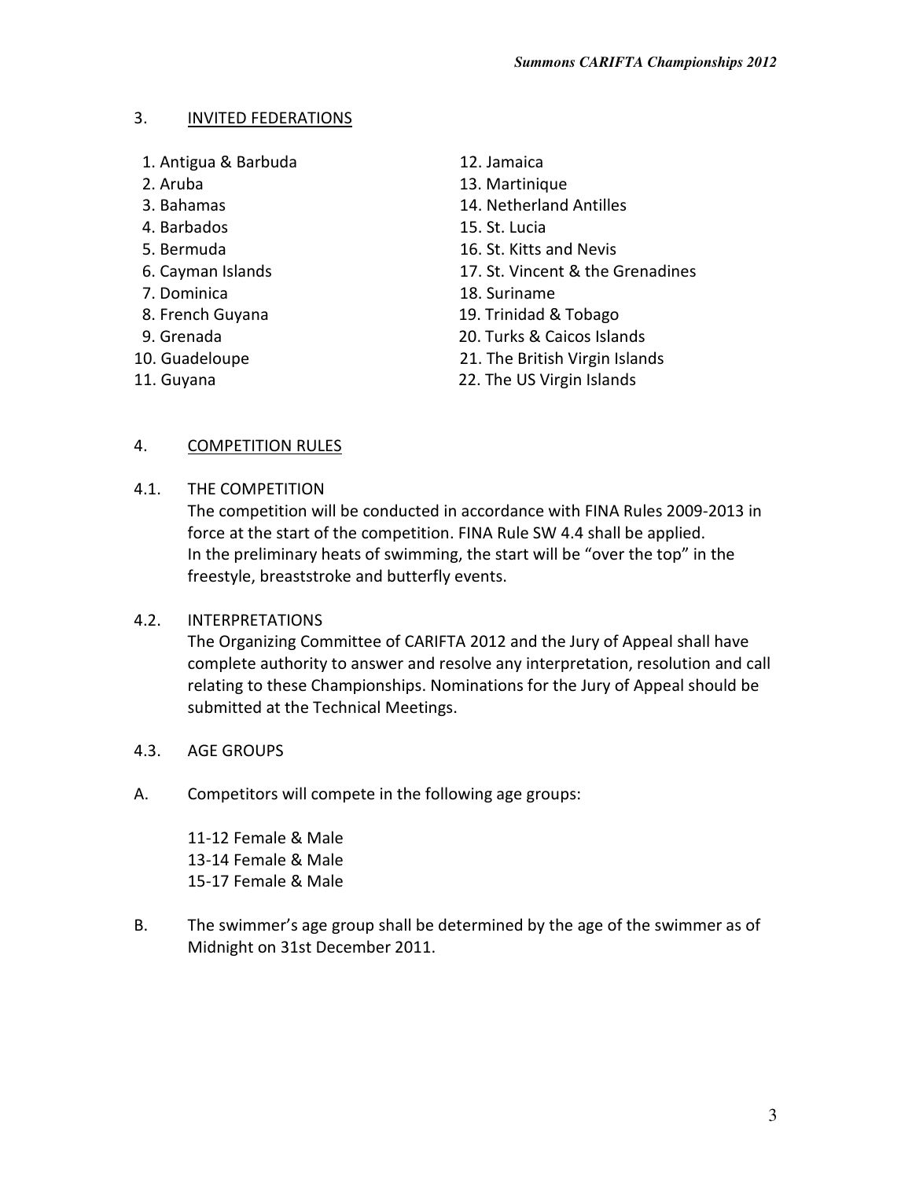## 3. INVITED FEDERATIONS

1. Antigua & Barbuda
2. Aruba
3. Bahamas
4. Barbados
5. Bermuda
6. Cayman Islands
7. Dominica
8. French Guyana
9. Grenada
10. Guadeloupe
11. Guyana
12. Jamaica
13. Martinique
14. Netherland Antilles
15. St. Lucia
16. St. Kitts and Nevis
17. St. Vincent & the Grenadines
18. Suriname
19. Trinidad & Tobago
20. Turks & Caicos Islands
21. The British Virgin Islands
22. The US Virgin Islands

## 4. COMPETITION RULES

### 4.1. THE COMPETITION

The competition will be conducted in accordance with FINA Rules 2009-2013 in force at the start of the competition. FINA Rule SW 4.4 shall be applied. In the preliminary heats of swimming, the start will be "over the top" in the freestyle, breaststroke and butterfly events.

### 4.2. INTERPRETATIONS

The Organizing Committee of CARIFTA 2012 and the Jury of Appeal shall have complete authority to answer and resolve any interpretation, resolution and call relating to these Championships. Nominations for the Jury of Appeal should be submitted at the Technical Meetings.

### 4.3. AGE GROUPS

A. Competitors will compete in the following age groups:

11-12 Female & Male
13-14 Female & Male
15-17 Female & Male

B. The swimmer's age group shall be determined by the age of the swimmer as of Midnight on 31st December 2011.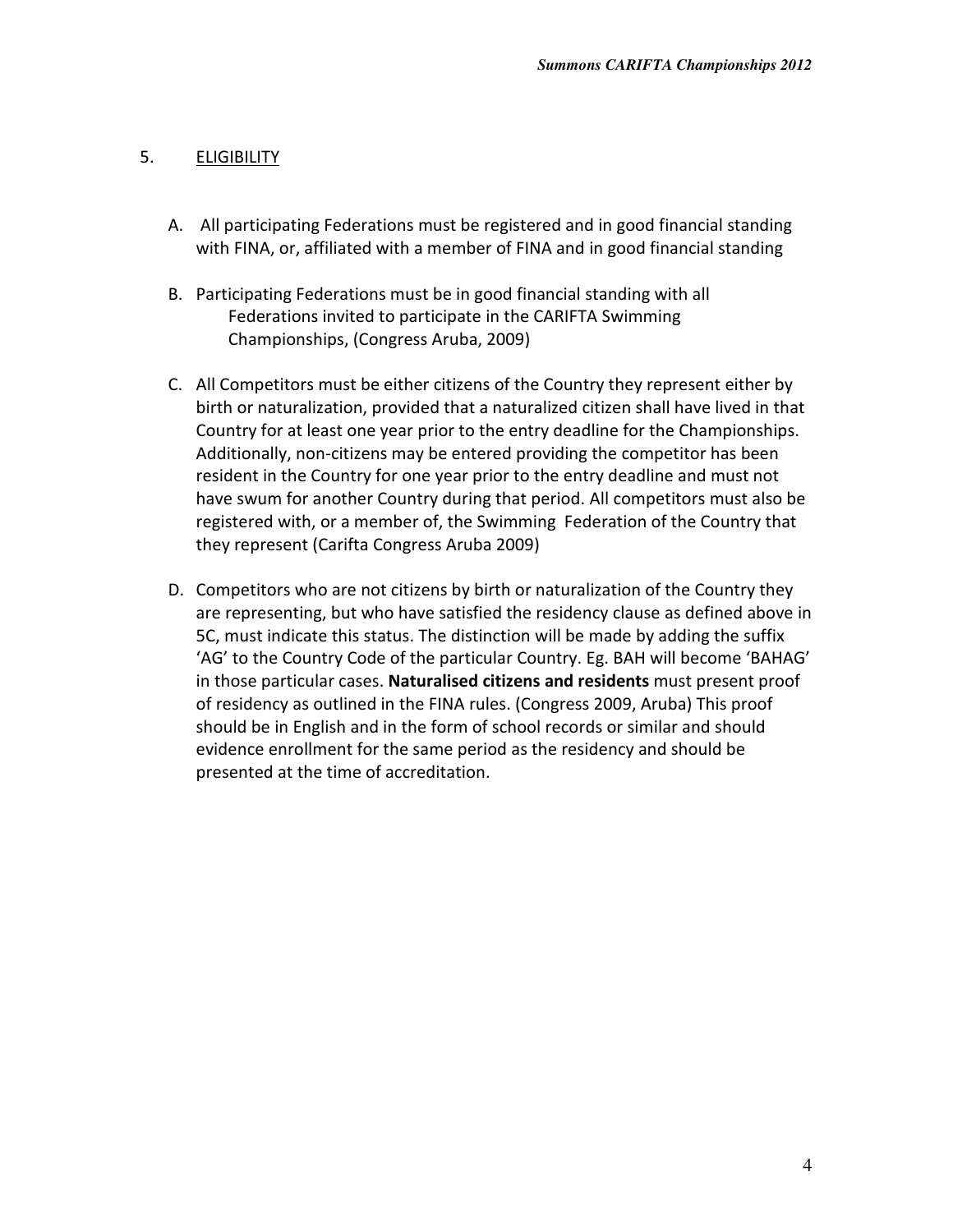## 5. ELIGIBILITY

A. All participating Federations must be registered and in good financial standing with FINA, or, affiliated with a member of FINA and in good financial standing

B. Participating Federations must be in good financial standing with all Federations invited to participate in the CARIFTA Swimming Championships, (Congress Aruba, 2009)

C. All Competitors must be either citizens of the Country they represent either by birth or naturalization, provided that a naturalized citizen shall have lived in that Country for at least one year prior to the entry deadline for the Championships. Additionally, non-citizens may be entered providing the competitor has been resident in the Country for one year prior to the entry deadline and must not have swum for another Country during that period. All competitors must also be registered with, or a member of, the Swimming Federation of the Country that they represent (Carifta Congress Aruba 2009)

D. Competitors who are not citizens by birth or naturalization of the Country they are representing, but who have satisfied the residency clause as defined above in 5C, must indicate this status. The distinction will be made by adding the suffix 'AG' to the Country Code of the particular Country. Eg. BAH will become 'BAHAG' in those particular cases. **Naturalised citizens and residents** must present proof of residency as outlined in the FINA rules. (Congress 2009, Aruba) This proof should be in English and in the form of school records or similar and should evidence enrollment for the same period as the residency and should be presented at the time of accreditation.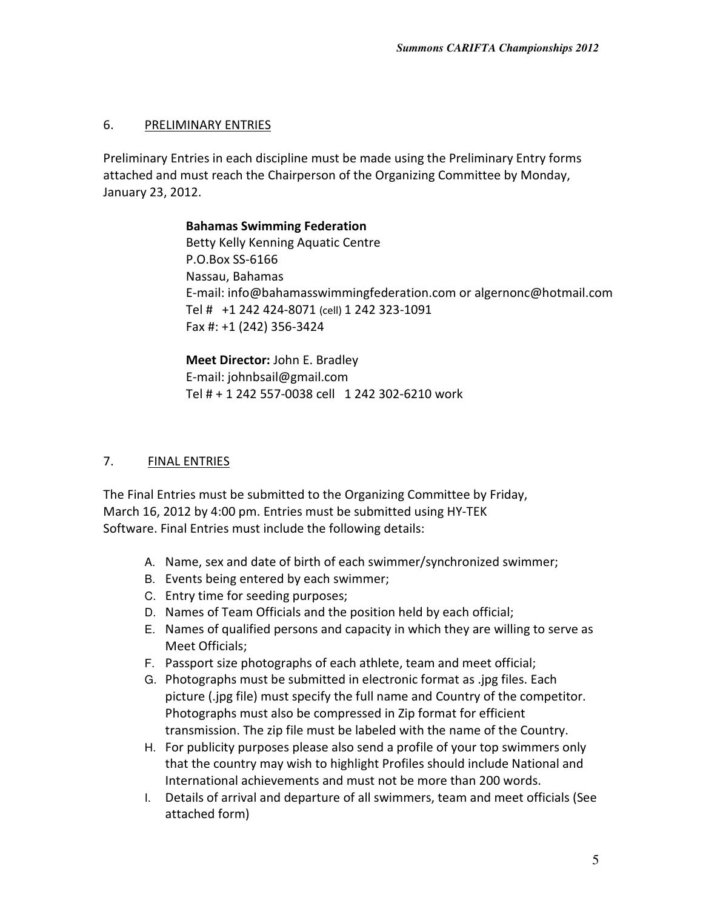## 6. PRELIMINARY ENTRIES

Preliminary Entries in each discipline must be made using the Preliminary Entry forms attached and must reach the Chairperson of the Organizing Committee by Monday, January 23, 2012.

> **Bahamas Swimming Federation**
> Betty Kelly Kenning Aquatic Centre
> P.O.Box SS-6166
> Nassau, Bahamas
> E-mail: info@bahamasswimmingfederation.com or algernonc@hotmail.com
> Tel # +1 242 424-8071 (cell) 1 242 323-1091
> Fax #: +1 (242) 356-3424
>
> **Meet Director:** John E. Bradley
> E-mail: johnbsail@gmail.com
> Tel # + 1 242 557-0038 cell 1 242 302-6210 work

## 7. FINAL ENTRIES

The Final Entries must be submitted to the Organizing Committee by Friday, March 16, 2012 by 4:00 pm. Entries must be submitted using HY-TEK Software. Final Entries must include the following details:

A. Name, sex and date of birth of each swimmer/synchronized swimmer;
B. Events being entered by each swimmer;
C. Entry time for seeding purposes;
D. Names of Team Officials and the position held by each official;
E. Names of qualified persons and capacity in which they are willing to serve as Meet Officials;
F. Passport size photographs of each athlete, team and meet official;
G. Photographs must be submitted in electronic format as .jpg files. Each picture (.jpg file) must specify the full name and Country of the competitor. Photographs must also be compressed in Zip format for efficient transmission. The zip file must be labeled with the name of the Country.
H. For publicity purposes please also send a profile of your top swimmers only that the country may wish to highlight Profiles should include National and International achievements and must not be more than 200 words.
I. Details of arrival and departure of all swimmers, team and meet officials (See attached form)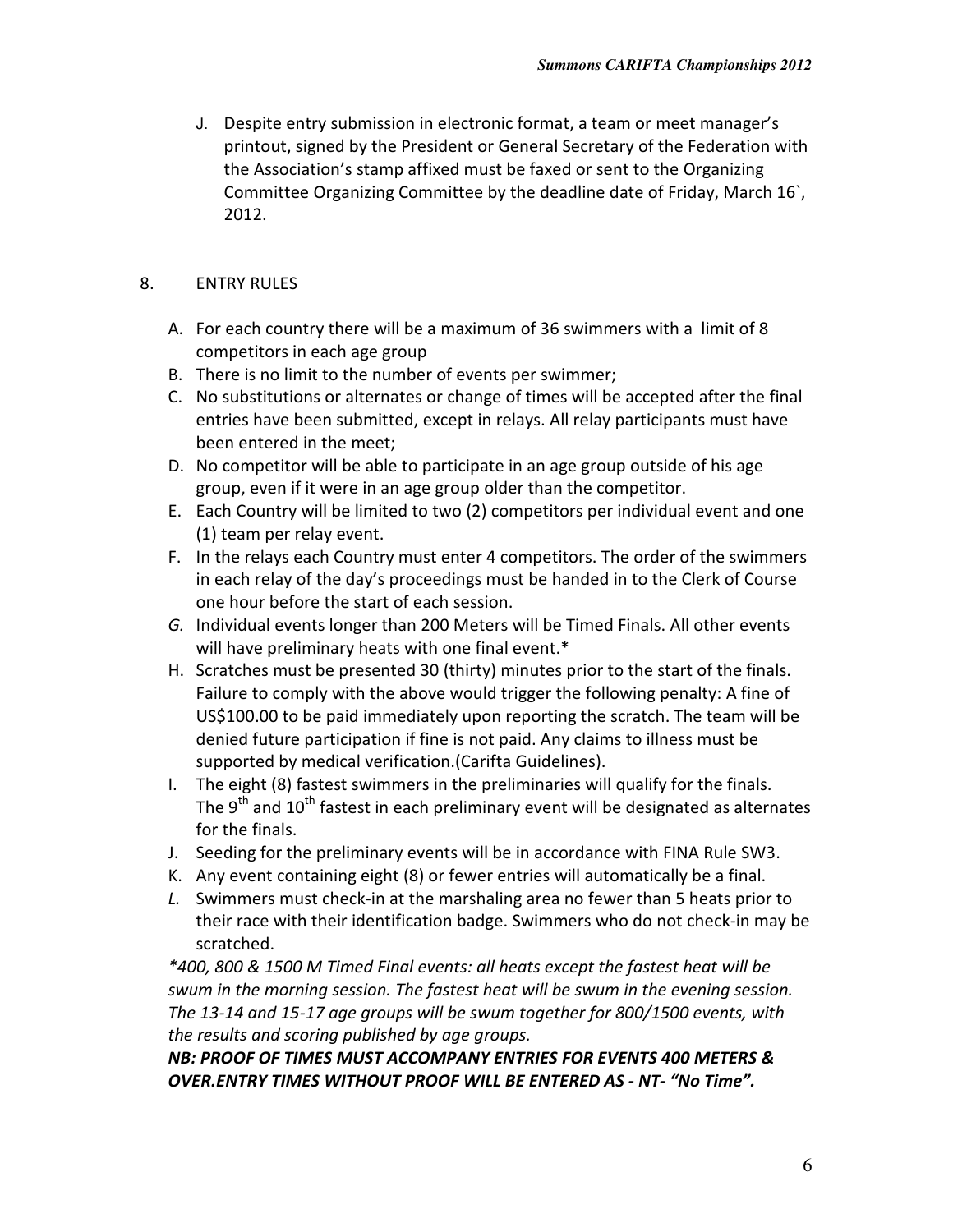J. Despite entry submission in electronic format, a team or meet manager's printout, signed by the President or General Secretary of the Federation with the Association's stamp affixed must be faxed or sent to the Organizing Committee Organizing Committee by the deadline date of Friday, March 16`, 2012.

## 8. ENTRY RULES

A. For each country there will be a maximum of 36 swimmers with a limit of 8 competitors in each age group
B. There is no limit to the number of events per swimmer;
C. No substitutions or alternates or change of times will be accepted after the final entries have been submitted, except in relays. All relay participants must have been entered in the meet;
D. No competitor will be able to participate in an age group outside of his age group, even if it were in an age group older than the competitor.
E. Each Country will be limited to two (2) competitors per individual event and one (1) team per relay event.
F. In the relays each Country must enter 4 competitors. The order of the swimmers in each relay of the day's proceedings must be handed in to the Clerk of Course one hour before the start of each session.
*G.* Individual events longer than 200 Meters will be Timed Finals. All other events will have preliminary heats with one final event.*
H. Scratches must be presented 30 (thirty) minutes prior to the start of the finals. Failure to comply with the above would trigger the following penalty: A fine of US$100.00 to be paid immediately upon reporting the scratch. The team will be denied future participation if fine is not paid. Any claims to illness must be supported by medical verification.(Carifta Guidelines).
I. The eight (8) fastest swimmers in the preliminaries will qualify for the finals. The 9th and 10th fastest in each preliminary event will be designated as alternates for the finals.
J. Seeding for the preliminary events will be in accordance with FINA Rule SW3.
K. Any event containing eight (8) or fewer entries will automatically be a final.
*L.* Swimmers must check-in at the marshaling area no fewer than 5 heats prior to their race with their identification badge. Swimmers who do not check-in may be scratched.

*\*400, 800 & 1500 M Timed Final events: all heats except the fastest heat will be swum in the morning session. The fastest heat will be swum in the evening session. The 13-14 and 15-17 age groups will be swum together for 800/1500 events, with the results and scoring published by age groups.*

***NB: PROOF OF TIMES MUST ACCOMPANY ENTRIES FOR EVENTS 400 METERS & OVER.ENTRY TIMES WITHOUT PROOF WILL BE ENTERED AS - NT- "No Time".***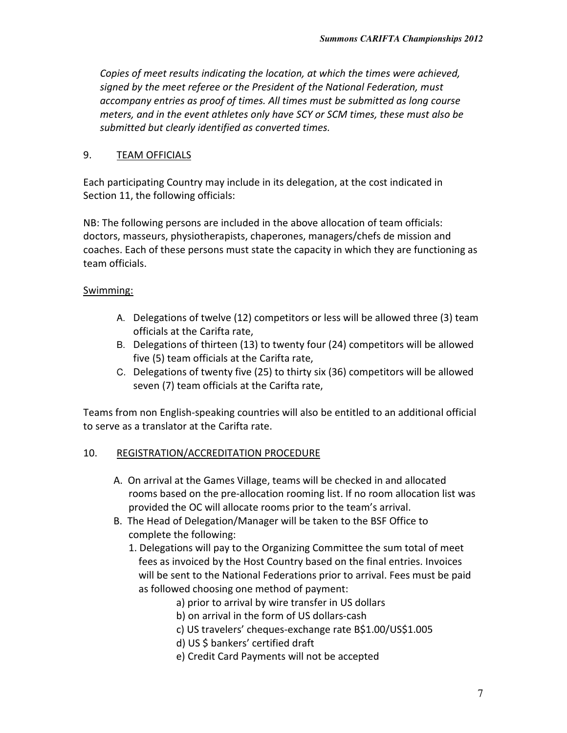*Copies of meet results indicating the location, at which the times were achieved, signed by the meet referee or the President of the National Federation, must accompany entries as proof of times. All times must be submitted as long course meters, and in the event athletes only have SCY or SCM times, these must also be submitted but clearly identified as converted times.*

## 9. TEAM OFFICIALS

Each participating Country may include in its delegation, at the cost indicated in Section 11, the following officials:

NB: The following persons are included in the above allocation of team officials: doctors, masseurs, physiotherapists, chaperones, managers/chefs de mission and coaches. Each of these persons must state the capacity in which they are functioning as team officials.

Swimming:

A. Delegations of twelve (12) competitors or less will be allowed three (3) team officials at the Carifta rate,
B. Delegations of thirteen (13) to twenty four (24) competitors will be allowed five (5) team officials at the Carifta rate,
C. Delegations of twenty five (25) to thirty six (36) competitors will be allowed seven (7) team officials at the Carifta rate,

Teams from non English-speaking countries will also be entitled to an additional official to serve as a translator at the Carifta rate.

## 10. REGISTRATION/ACCREDITATION PROCEDURE

A. On arrival at the Games Village, teams will be checked in and allocated rooms based on the pre-allocation rooming list. If no room allocation list was provided the OC will allocate rooms prior to the team's arrival.
B. The Head of Delegation/Manager will be taken to the BSF Office to complete the following:
   1. Delegations will pay to the Organizing Committee the sum total of meet fees as invoiced by the Host Country based on the final entries. Invoices will be sent to the National Federations prior to arrival. Fees must be paid as followed choosing one method of payment:
      a) prior to arrival by wire transfer in US dollars
      b) on arrival in the form of US dollars-cash
      c) US travelers' cheques-exchange rate B$1.00/US$1.005
      d) US $ bankers' certified draft
      e) Credit Card Payments will not be accepted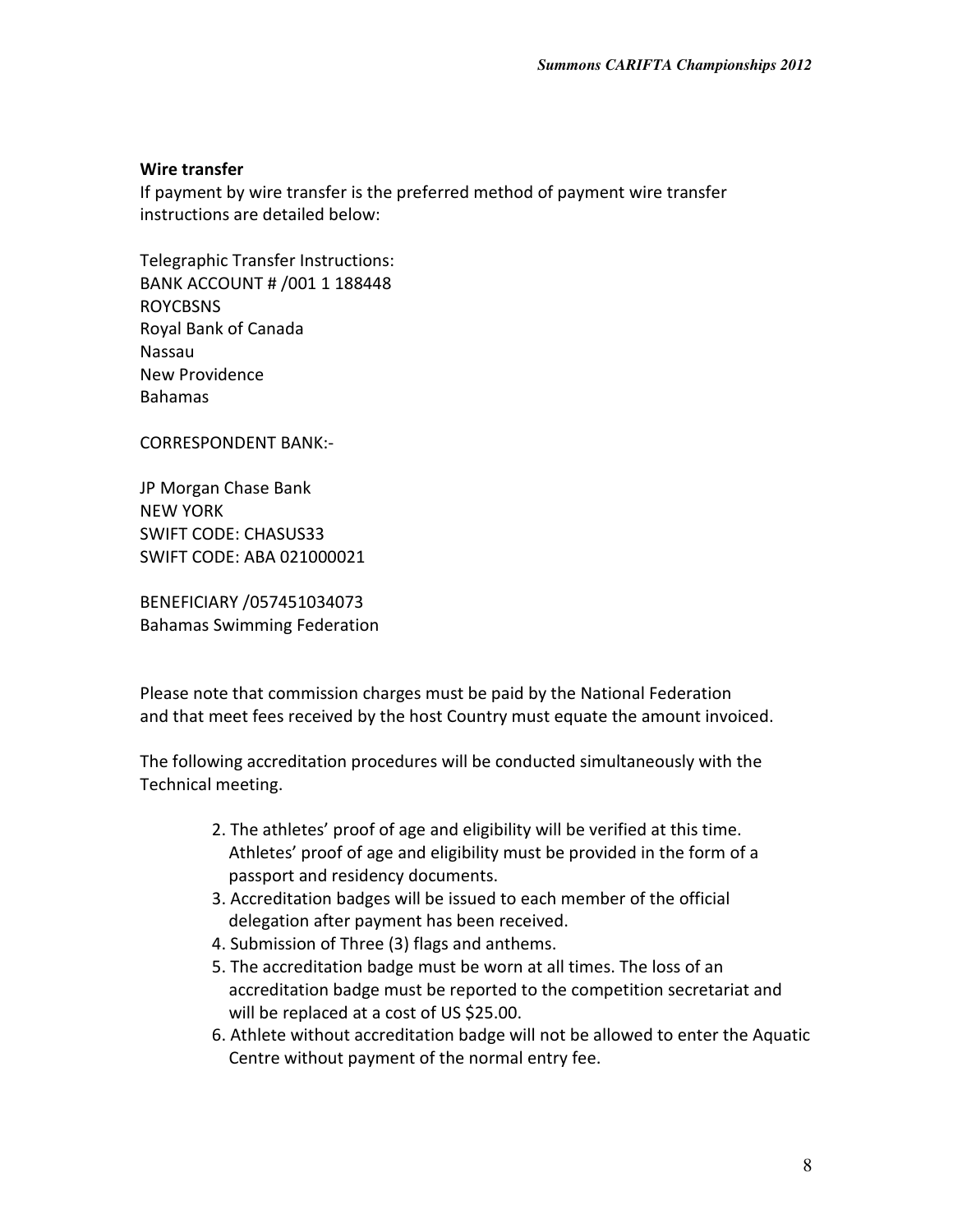**Wire transfer**

If payment by wire transfer is the preferred method of payment wire transfer instructions are detailed below:

Telegraphic Transfer Instructions:
BANK ACCOUNT # /001 1 188448
ROYCBSNS
Royal Bank of Canada
Nassau
New Providence
Bahamas

CORRESPONDENT BANK:-

JP Morgan Chase Bank
NEW YORK
SWIFT CODE: CHASUS33
SWIFT CODE: ABA 021000021

BENEFICIARY /057451034073
Bahamas Swimming Federation

Please note that commission charges must be paid by the National Federation and that meet fees received by the host Country must equate the amount invoiced.

The following accreditation procedures will be conducted simultaneously with the Technical meeting.

2. The athletes' proof of age and eligibility will be verified at this time. Athletes' proof of age and eligibility must be provided in the form of a passport and residency documents.
3. Accreditation badges will be issued to each member of the official delegation after payment has been received.
4. Submission of Three (3) flags and anthems.
5. The accreditation badge must be worn at all times. The loss of an accreditation badge must be reported to the competition secretariat and will be replaced at a cost of US $25.00.
6. Athlete without accreditation badge will not be allowed to enter the Aquatic Centre without payment of the normal entry fee.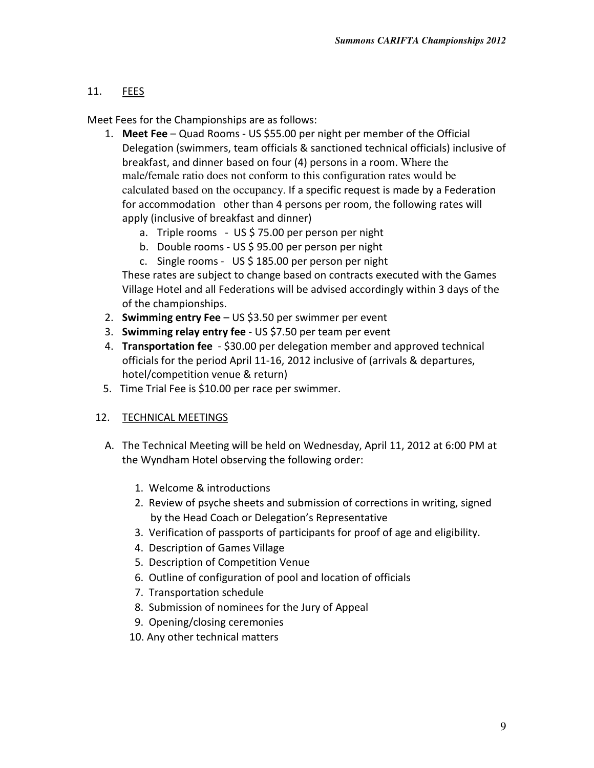## 11. FEES

Meet Fees for the Championships are as follows:

1. **Meet Fee** – Quad Rooms - US $55.00 per night per member of the Official Delegation (swimmers, team officials & sanctioned technical officials) inclusive of breakfast, and dinner based on four (4) persons in a room. Where the male/female ratio does not conform to this configuration rates would be calculated based on the occupancy. If a specific request is made by a Federation for accommodation other than 4 persons per room, the following rates will apply (inclusive of breakfast and dinner)
   a. Triple rooms - US $ 75.00 per person per night
   b. Double rooms - US $ 95.00 per person per night
   c. Single rooms - US $ 185.00 per person per night

   These rates are subject to change based on contracts executed with the Games Village Hotel and all Federations will be advised accordingly within 3 days of the of the championships.
2. **Swimming entry Fee** – US $3.50 per swimmer per event
3. **Swimming relay entry fee** - US $7.50 per team per event
4. **Transportation fee** - $30.00 per delegation member and approved technical officials for the period April 11-16, 2012 inclusive of (arrivals & departures, hotel/competition venue & return)
5. Time Trial Fee is $10.00 per race per swimmer.

## 12. TECHNICAL MEETINGS

A. The Technical Meeting will be held on Wednesday, April 11, 2012 at 6:00 PM at the Wyndham Hotel observing the following order:

   1. Welcome & introductions
   2. Review of psyche sheets and submission of corrections in writing, signed by the Head Coach or Delegation's Representative
   3. Verification of passports of participants for proof of age and eligibility.
   4. Description of Games Village
   5. Description of Competition Venue
   6. Outline of configuration of pool and location of officials
   7. Transportation schedule
   8. Submission of nominees for the Jury of Appeal
   9. Opening/closing ceremonies
   10. Any other technical matters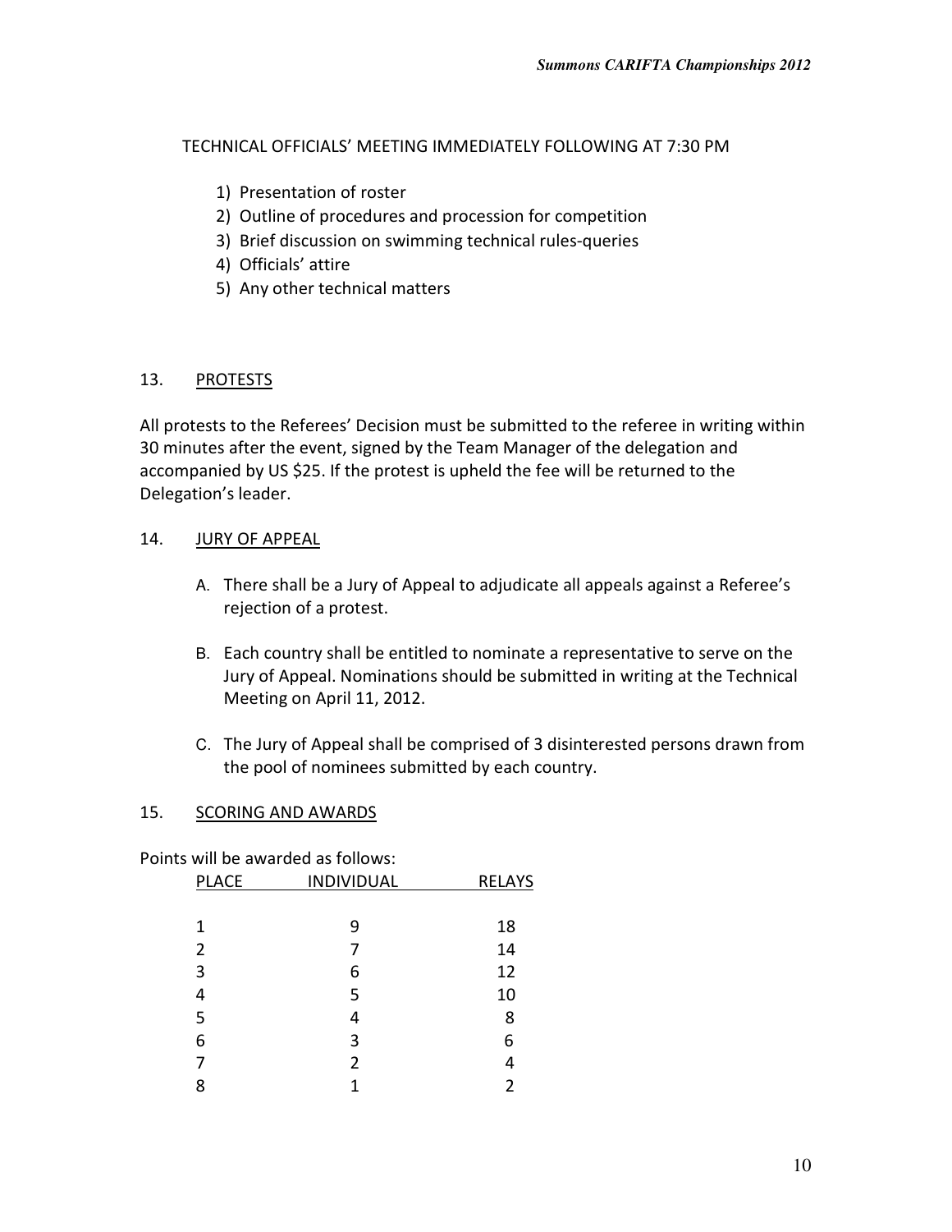TECHNICAL OFFICIALS' MEETING IMMEDIATELY FOLLOWING AT 7:30 PM

1) Presentation of roster
2) Outline of procedures and procession for competition
3) Brief discussion on swimming technical rules-queries
4) Officials' attire
5) Any other technical matters

## 13. PROTESTS

All protests to the Referees' Decision must be submitted to the referee in writing within 30 minutes after the event, signed by the Team Manager of the delegation and accompanied by US $25. If the protest is upheld the fee will be returned to the Delegation's leader.

## 14. JURY OF APPEAL

A. There shall be a Jury of Appeal to adjudicate all appeals against a Referee's rejection of a protest.

B. Each country shall be entitled to nominate a representative to serve on the Jury of Appeal. Nominations should be submitted in writing at the Technical Meeting on April 11, 2012.

C. The Jury of Appeal shall be comprised of 3 disinterested persons drawn from the pool of nominees submitted by each country.

## 15. SCORING AND AWARDS

Points will be awarded as follows:

| PLACE | INDIVIDUAL | RELAYS |
|---|---|---|
| 1 | 9 | 18 |
| 2 | 7 | 14 |
| 3 | 6 | 12 |
| 4 | 5 | 10 |
| 5 | 4 | 8 |
| 6 | 3 | 6 |
| 7 | 2 | 4 |
| 8 | 1 | 2 |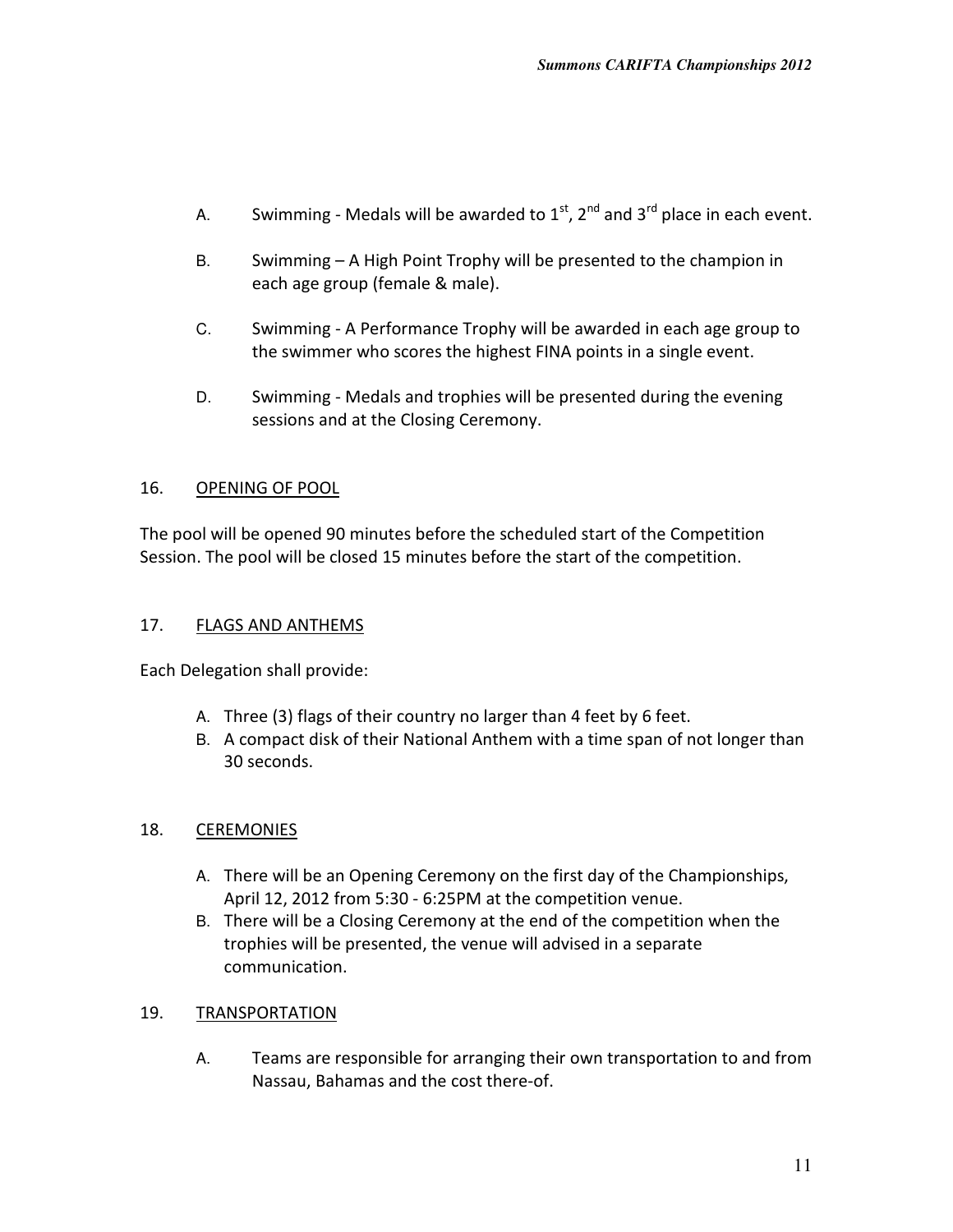A. Swimming - Medals will be awarded to 1st, 2nd and 3rd place in each event.

B. Swimming – A High Point Trophy will be presented to the champion in each age group (female & male).

C. Swimming - A Performance Trophy will be awarded in each age group to the swimmer who scores the highest FINA points in a single event.

D. Swimming - Medals and trophies will be presented during the evening sessions and at the Closing Ceremony.

## 16. OPENING OF POOL

The pool will be opened 90 minutes before the scheduled start of the Competition Session. The pool will be closed 15 minutes before the start of the competition.

## 17. FLAGS AND ANTHEMS

Each Delegation shall provide:

A. Three (3) flags of their country no larger than 4 feet by 6 feet.
B. A compact disk of their National Anthem with a time span of not longer than 30 seconds.

## 18. CEREMONIES

A. There will be an Opening Ceremony on the first day of the Championships, April 12, 2012 from 5:30 - 6:25PM at the competition venue.
B. There will be a Closing Ceremony at the end of the competition when the trophies will be presented, the venue will advised in a separate communication.

## 19. TRANSPORTATION

A. Teams are responsible for arranging their own transportation to and from Nassau, Bahamas and the cost there-of.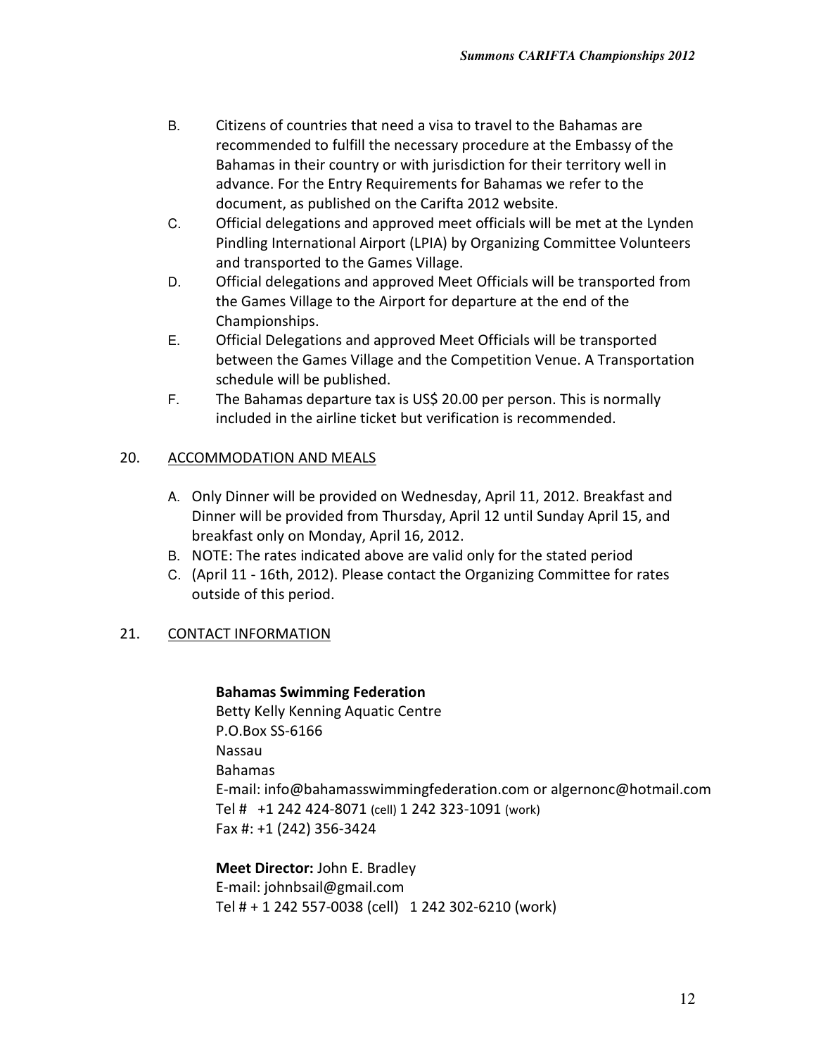B. Citizens of countries that need a visa to travel to the Bahamas are recommended to fulfill the necessary procedure at the Embassy of the Bahamas in their country or with jurisdiction for their territory well in advance. For the Entry Requirements for Bahamas we refer to the document, as published on the Carifta 2012 website.

C. Official delegations and approved meet officials will be met at the Lynden Pindling International Airport (LPIA) by Organizing Committee Volunteers and transported to the Games Village.

D. Official delegations and approved Meet Officials will be transported from the Games Village to the Airport for departure at the end of the Championships.

E. Official Delegations and approved Meet Officials will be transported between the Games Village and the Competition Venue. A Transportation schedule will be published.

F. The Bahamas departure tax is US$ 20.00 per person. This is normally included in the airline ticket but verification is recommended.

## 20. ACCOMMODATION AND MEALS

A. Only Dinner will be provided on Wednesday, April 11, 2012. Breakfast and Dinner will be provided from Thursday, April 12 until Sunday April 15, and breakfast only on Monday, April 16, 2012.

B. NOTE: The rates indicated above are valid only for the stated period

C. (April 11 - 16th, 2012). Please contact the Organizing Committee for rates outside of this period.

## 21. CONTACT INFORMATION

**Bahamas Swimming Federation**
Betty Kelly Kenning Aquatic Centre
P.O.Box SS-6166
Nassau
Bahamas
E-mail: info@bahamasswimmingfederation.com or algernonc@hotmail.com
Tel # +1 242 424-8071 (cell) 1 242 323-1091 (work)
Fax #: +1 (242) 356-3424

**Meet Director:** John E. Bradley
E-mail: johnbsail@gmail.com
Tel # + 1 242 557-0038 (cell) 1 242 302-6210 (work)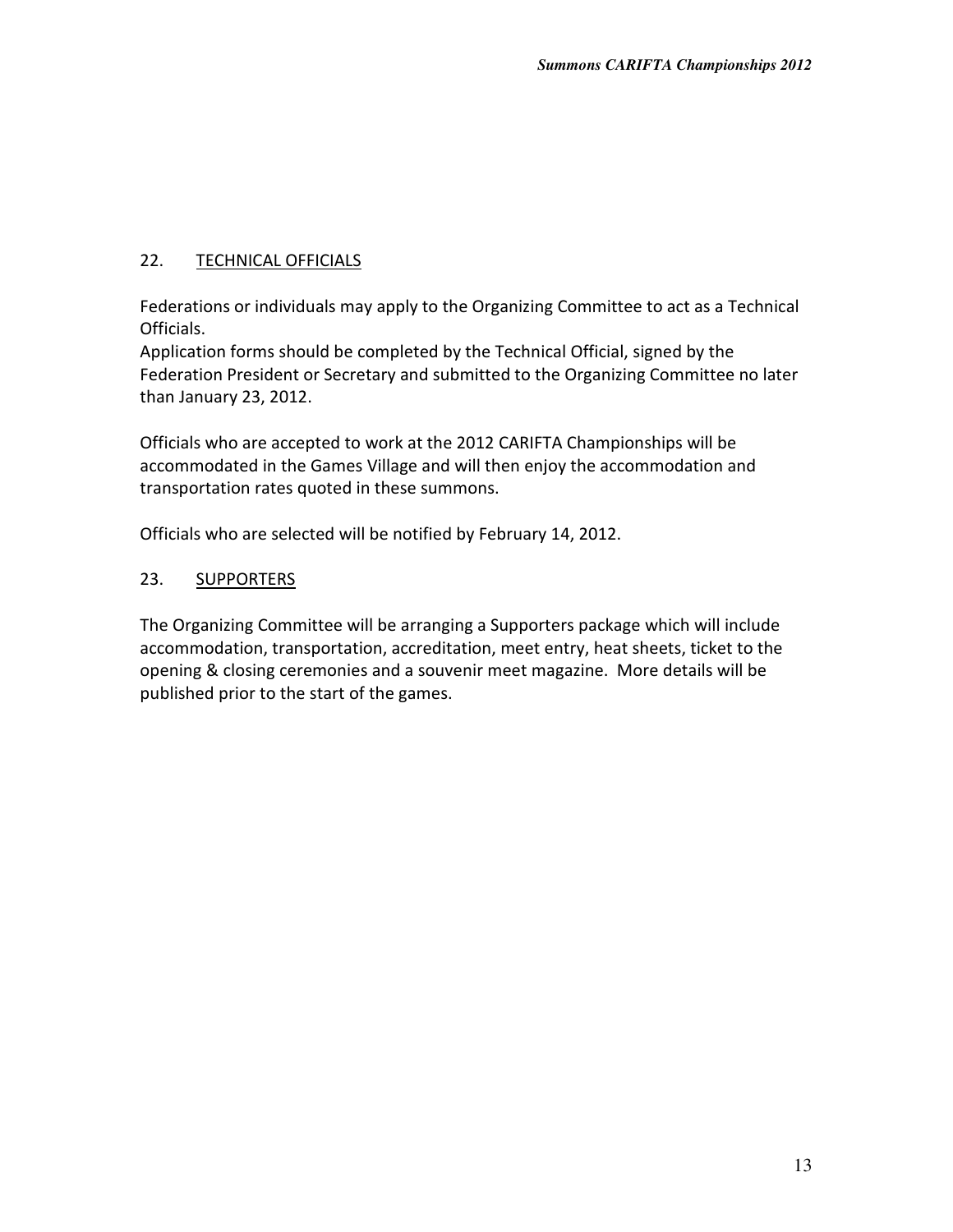## 22. TECHNICAL OFFICIALS

Federations or individuals may apply to the Organizing Committee to act as a Technical Officials.
Application forms should be completed by the Technical Official, signed by the Federation President or Secretary and submitted to the Organizing Committee no later than January 23, 2012.

Officials who are accepted to work at the 2012 CARIFTA Championships will be accommodated in the Games Village and will then enjoy the accommodation and transportation rates quoted in these summons.

Officials who are selected will be notified by February 14, 2012.

## 23. SUPPORTERS

The Organizing Committee will be arranging a Supporters package which will include accommodation, transportation, accreditation, meet entry, heat sheets, ticket to the opening & closing ceremonies and a souvenir meet magazine. More details will be published prior to the start of the games.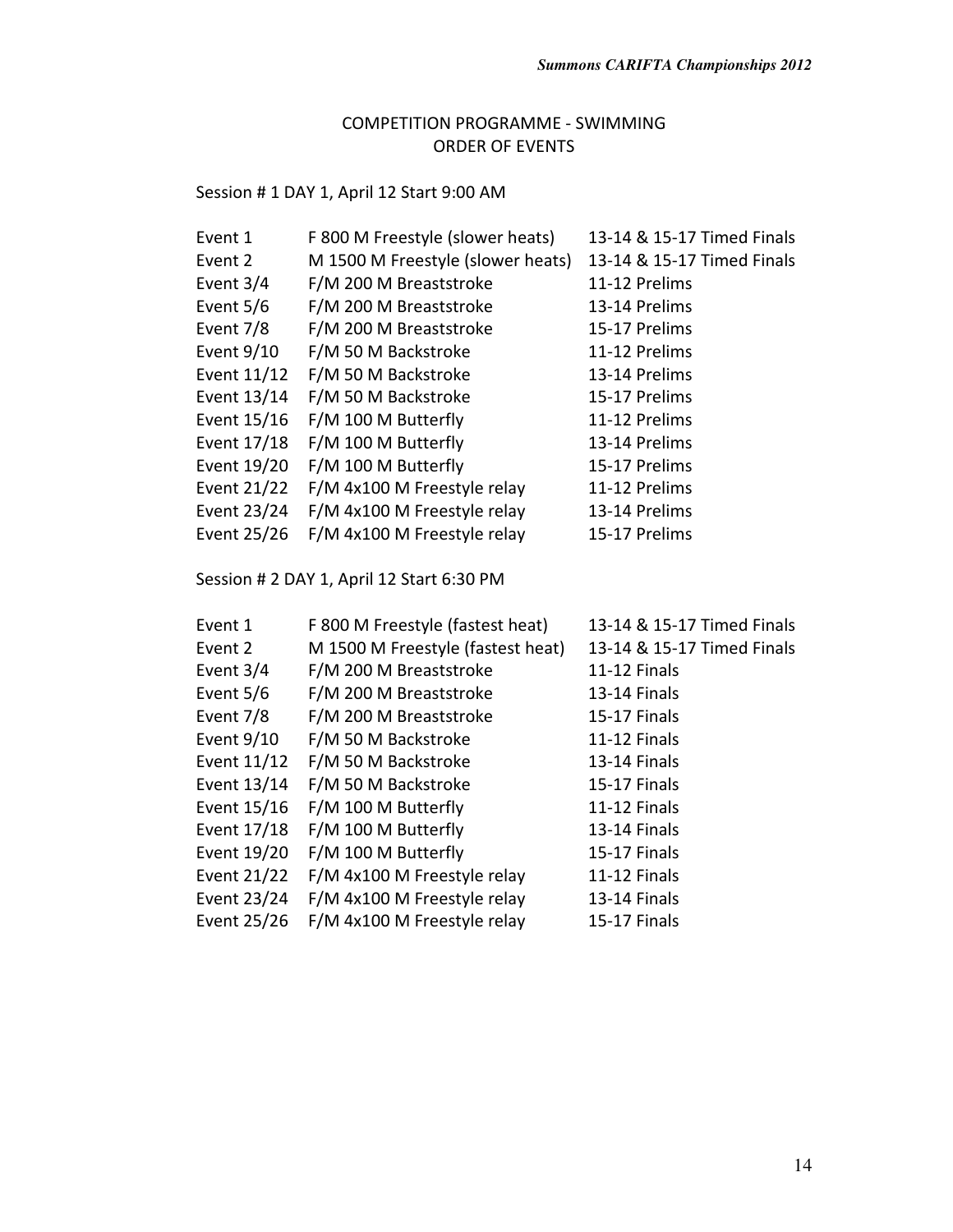## COMPETITION PROGRAMME - SWIMMING
## ORDER OF EVENTS

Session # 1 DAY 1, April 12 Start 9:00 AM

| | | |
|---|---|---|
| Event 1 | F 800 M Freestyle (slower heats) | 13-14 & 15-17 Timed Finals |
| Event 2 | M 1500 M Freestyle (slower heats) | 13-14 & 15-17 Timed Finals |
| Event 3/4 | F/M 200 M Breaststroke | 11-12 Prelims |
| Event 5/6 | F/M 200 M Breaststroke | 13-14 Prelims |
| Event 7/8 | F/M 200 M Breaststroke | 15-17 Prelims |
| Event 9/10 | F/M 50 M Backstroke | 11-12 Prelims |
| Event 11/12 | F/M 50 M Backstroke | 13-14 Prelims |
| Event 13/14 | F/M 50 M Backstroke | 15-17 Prelims |
| Event 15/16 | F/M 100 M Butterfly | 11-12 Prelims |
| Event 17/18 | F/M 100 M Butterfly | 13-14 Prelims |
| Event 19/20 | F/M 100 M Butterfly | 15-17 Prelims |
| Event 21/22 | F/M 4x100 M Freestyle relay | 11-12 Prelims |
| Event 23/24 | F/M 4x100 M Freestyle relay | 13-14 Prelims |
| Event 25/26 | F/M 4x100 M Freestyle relay | 15-17 Prelims |

Session # 2 DAY 1, April 12 Start 6:30 PM

| | | |
|---|---|---|
| Event 1 | F 800 M Freestyle (fastest heat) | 13-14 & 15-17 Timed Finals |
| Event 2 | M 1500 M Freestyle (fastest heat) | 13-14 & 15-17 Timed Finals |
| Event 3/4 | F/M 200 M Breaststroke | 11-12 Finals |
| Event 5/6 | F/M 200 M Breaststroke | 13-14 Finals |
| Event 7/8 | F/M 200 M Breaststroke | 15-17 Finals |
| Event 9/10 | F/M 50 M Backstroke | 11-12 Finals |
| Event 11/12 | F/M 50 M Backstroke | 13-14 Finals |
| Event 13/14 | F/M 50 M Backstroke | 15-17 Finals |
| Event 15/16 | F/M 100 M Butterfly | 11-12 Finals |
| Event 17/18 | F/M 100 M Butterfly | 13-14 Finals |
| Event 19/20 | F/M 100 M Butterfly | 15-17 Finals |
| Event 21/22 | F/M 4x100 M Freestyle relay | 11-12 Finals |
| Event 23/24 | F/M 4x100 M Freestyle relay | 13-14 Finals |
| Event 25/26 | F/M 4x100 M Freestyle relay | 15-17 Finals |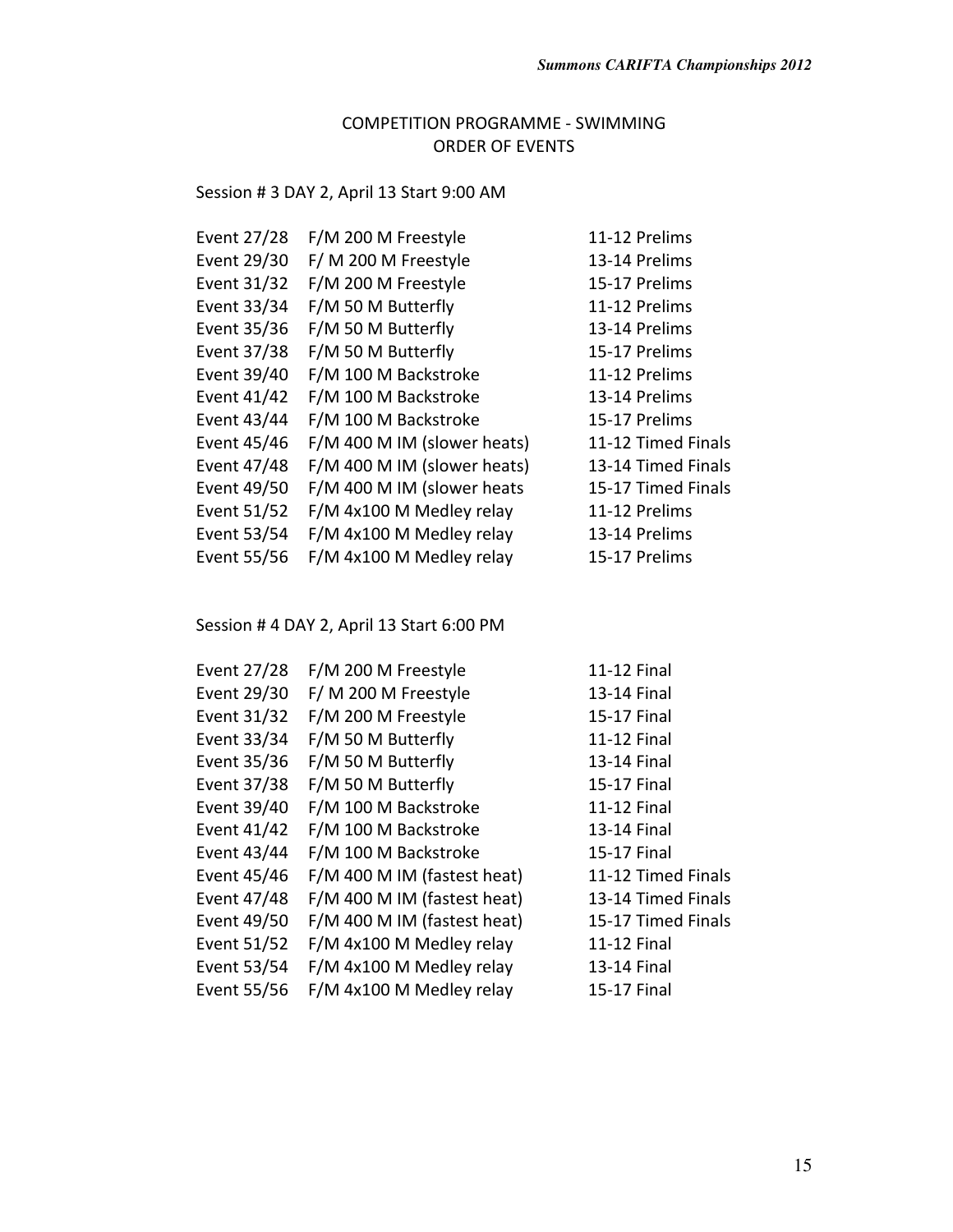## COMPETITION PROGRAMME - SWIMMING
## ORDER OF EVENTS

Session # 3 DAY 2, April 13 Start 9:00 AM

| | | |
|---|---|---|
| Event 27/28 | F/M 200 M Freestyle | 11-12 Prelims |
| Event 29/30 | F/ M 200 M Freestyle | 13-14 Prelims |
| Event 31/32 | F/M 200 M Freestyle | 15-17 Prelims |
| Event 33/34 | F/M 50 M Butterfly | 11-12 Prelims |
| Event 35/36 | F/M 50 M Butterfly | 13-14 Prelims |
| Event 37/38 | F/M 50 M Butterfly | 15-17 Prelims |
| Event 39/40 | F/M 100 M Backstroke | 11-12 Prelims |
| Event 41/42 | F/M 100 M Backstroke | 13-14 Prelims |
| Event 43/44 | F/M 100 M Backstroke | 15-17 Prelims |
| Event 45/46 | F/M 400 M IM (slower heats) | 11-12 Timed Finals |
| Event 47/48 | F/M 400 M IM (slower heats) | 13-14 Timed Finals |
| Event 49/50 | F/M 400 M IM (slower heats | 15-17 Timed Finals |
| Event 51/52 | F/M 4x100 M Medley relay | 11-12 Prelims |
| Event 53/54 | F/M 4x100 M Medley relay | 13-14 Prelims |
| Event 55/56 | F/M 4x100 M Medley relay | 15-17 Prelims |

Session # 4 DAY 2, April 13 Start 6:00 PM

| | | |
|---|---|---|
| Event 27/28 | F/M 200 M Freestyle | 11-12 Final |
| Event 29/30 | F/ M 200 M Freestyle | 13-14 Final |
| Event 31/32 | F/M 200 M Freestyle | 15-17 Final |
| Event 33/34 | F/M 50 M Butterfly | 11-12 Final |
| Event 35/36 | F/M 50 M Butterfly | 13-14 Final |
| Event 37/38 | F/M 50 M Butterfly | 15-17 Final |
| Event 39/40 | F/M 100 M Backstroke | 11-12 Final |
| Event 41/42 | F/M 100 M Backstroke | 13-14 Final |
| Event 43/44 | F/M 100 M Backstroke | 15-17 Final |
| Event 45/46 | F/M 400 M IM (fastest heat) | 11-12 Timed Finals |
| Event 47/48 | F/M 400 M IM (fastest heat) | 13-14 Timed Finals |
| Event 49/50 | F/M 400 M IM (fastest heat) | 15-17 Timed Finals |
| Event 51/52 | F/M 4x100 M Medley relay | 11-12 Final |
| Event 53/54 | F/M 4x100 M Medley relay | 13-14 Final |
| Event 55/56 | F/M 4x100 M Medley relay | 15-17 Final |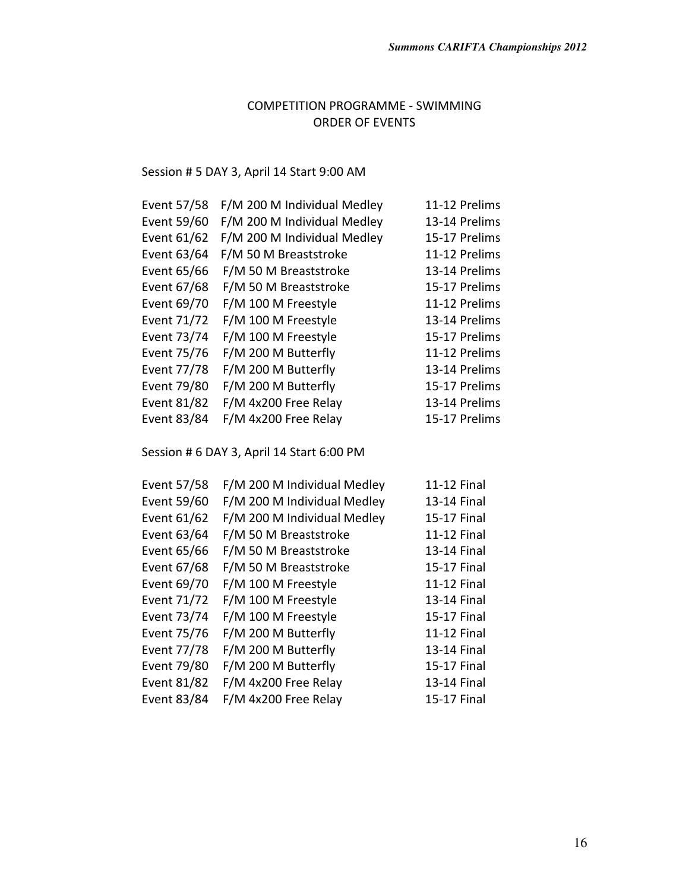## COMPETITION PROGRAMME - SWIMMING
## ORDER OF EVENTS

Session # 5 DAY 3, April 14 Start 9:00 AM

| | | |
|---|---|---|
| Event 57/58 | F/M 200 M Individual Medley | 11-12 Prelims |
| Event 59/60 | F/M 200 M Individual Medley | 13-14 Prelims |
| Event 61/62 | F/M 200 M Individual Medley | 15-17 Prelims |
| Event 63/64 | F/M 50 M Breaststroke | 11-12 Prelims |
| Event 65/66 | F/M 50 M Breaststroke | 13-14 Prelims |
| Event 67/68 | F/M 50 M Breaststroke | 15-17 Prelims |
| Event 69/70 | F/M 100 M Freestyle | 11-12 Prelims |
| Event 71/72 | F/M 100 M Freestyle | 13-14 Prelims |
| Event 73/74 | F/M 100 M Freestyle | 15-17 Prelims |
| Event 75/76 | F/M 200 M Butterfly | 11-12 Prelims |
| Event 77/78 | F/M 200 M Butterfly | 13-14 Prelims |
| Event 79/80 | F/M 200 M Butterfly | 15-17 Prelims |
| Event 81/82 | F/M 4x200 Free Relay | 13-14 Prelims |
| Event 83/84 | F/M 4x200 Free Relay | 15-17 Prelims |

Session # 6 DAY 3, April 14 Start 6:00 PM

| | | |
|---|---|---|
| Event 57/58 | F/M 200 M Individual Medley | 11-12 Final |
| Event 59/60 | F/M 200 M Individual Medley | 13-14 Final |
| Event 61/62 | F/M 200 M Individual Medley | 15-17 Final |
| Event 63/64 | F/M 50 M Breaststroke | 11-12 Final |
| Event 65/66 | F/M 50 M Breaststroke | 13-14 Final |
| Event 67/68 | F/M 50 M Breaststroke | 15-17 Final |
| Event 69/70 | F/M 100 M Freestyle | 11-12 Final |
| Event 71/72 | F/M 100 M Freestyle | 13-14 Final |
| Event 73/74 | F/M 100 M Freestyle | 15-17 Final |
| Event 75/76 | F/M 200 M Butterfly | 11-12 Final |
| Event 77/78 | F/M 200 M Butterfly | 13-14 Final |
| Event 79/80 | F/M 200 M Butterfly | 15-17 Final |
| Event 81/82 | F/M 4x200 Free Relay | 13-14 Final |
| Event 83/84 | F/M 4x200 Free Relay | 15-17 Final |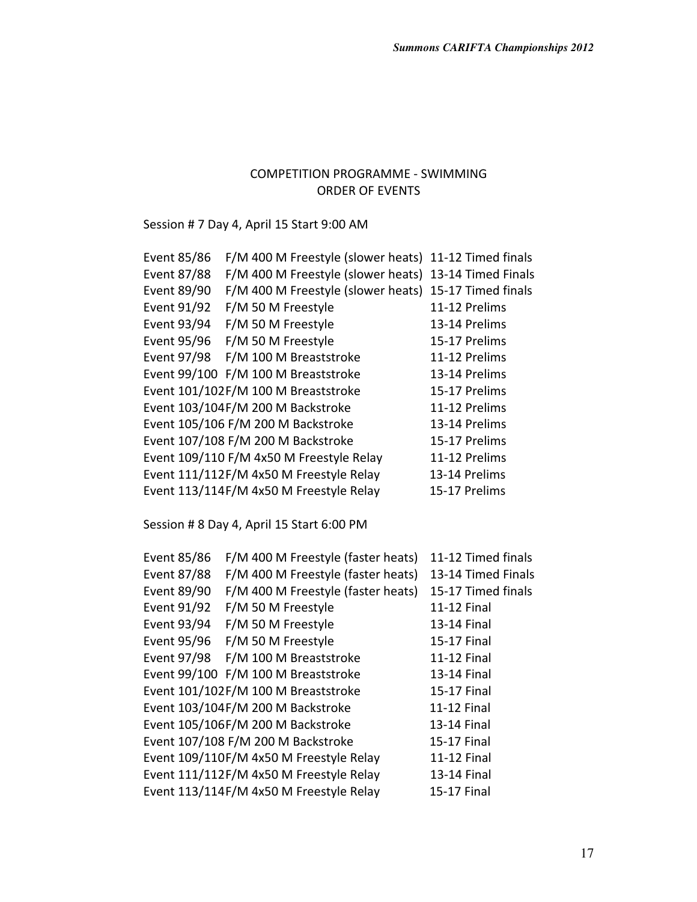## COMPETITION PROGRAMME - SWIMMING
## ORDER OF EVENTS

Session # 7 Day 4, April 15 Start 9:00 AM

| Event | Description | Category |
|---|---|---|
| Event 85/86 | F/M 400 M Freestyle (slower heats) | 11-12 Timed finals |
| Event 87/88 | F/M 400 M Freestyle (slower heats) | 13-14 Timed Finals |
| Event 89/90 | F/M 400 M Freestyle (slower heats) | 15-17 Timed finals |
| Event 91/92 | F/M 50 M Freestyle | 11-12 Prelims |
| Event 93/94 | F/M 50 M Freestyle | 13-14 Prelims |
| Event 95/96 | F/M 50 M Freestyle | 15-17 Prelims |
| Event 97/98 | F/M 100 M Breaststroke | 11-12 Prelims |
| Event 99/100 | F/M 100 M Breaststroke | 13-14 Prelims |
| Event 101/102 | F/M 100 M Breaststroke | 15-17 Prelims |
| Event 103/104 | F/M 200 M Backstroke | 11-12 Prelims |
| Event 105/106 | F/M 200 M Backstroke | 13-14 Prelims |
| Event 107/108 | F/M 200 M Backstroke | 15-17 Prelims |
| Event 109/110 | F/M 4x50 M Freestyle Relay | 11-12 Prelims |
| Event 111/112 | F/M 4x50 M Freestyle Relay | 13-14 Prelims |
| Event 113/114 | F/M 4x50 M Freestyle Relay | 15-17 Prelims |

Session # 8 Day 4, April 15 Start 6:00 PM

| Event | Description | Category |
|---|---|---|
| Event 85/86 | F/M 400 M Freestyle (faster heats) | 11-12 Timed finals |
| Event 87/88 | F/M 400 M Freestyle (faster heats) | 13-14 Timed Finals |
| Event 89/90 | F/M 400 M Freestyle (faster heats) | 15-17 Timed finals |
| Event 91/92 | F/M 50 M Freestyle | 11-12 Final |
| Event 93/94 | F/M 50 M Freestyle | 13-14 Final |
| Event 95/96 | F/M 50 M Freestyle | 15-17 Final |
| Event 97/98 | F/M 100 M Breaststroke | 11-12 Final |
| Event 99/100 | F/M 100 M Breaststroke | 13-14 Final |
| Event 101/102 | F/M 100 M Breaststroke | 15-17 Final |
| Event 103/104 | F/M 200 M Backstroke | 11-12 Final |
| Event 105/106 | F/M 200 M Backstroke | 13-14 Final |
| Event 107/108 | F/M 200 M Backstroke | 15-17 Final |
| Event 109/110 | F/M 4x50 M Freestyle Relay | 11-12 Final |
| Event 111/112 | F/M 4x50 M Freestyle Relay | 13-14 Final |
| Event 113/114 | F/M 4x50 M Freestyle Relay | 15-17 Final |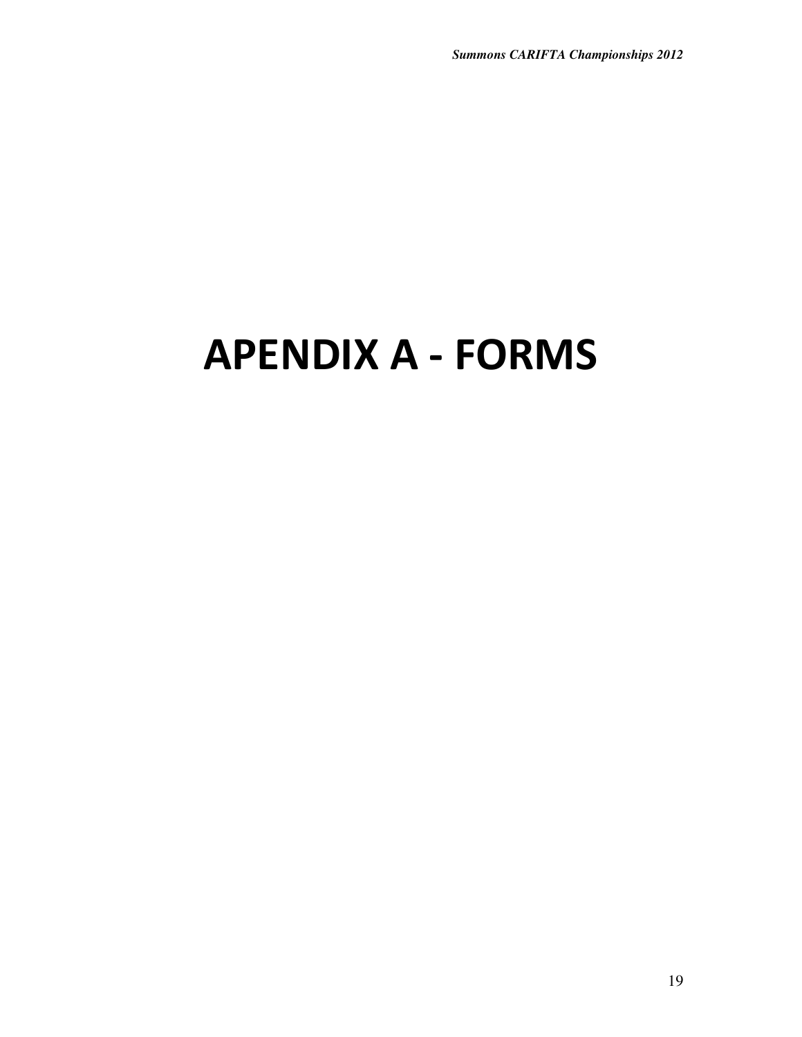# APENDIX A - FORMS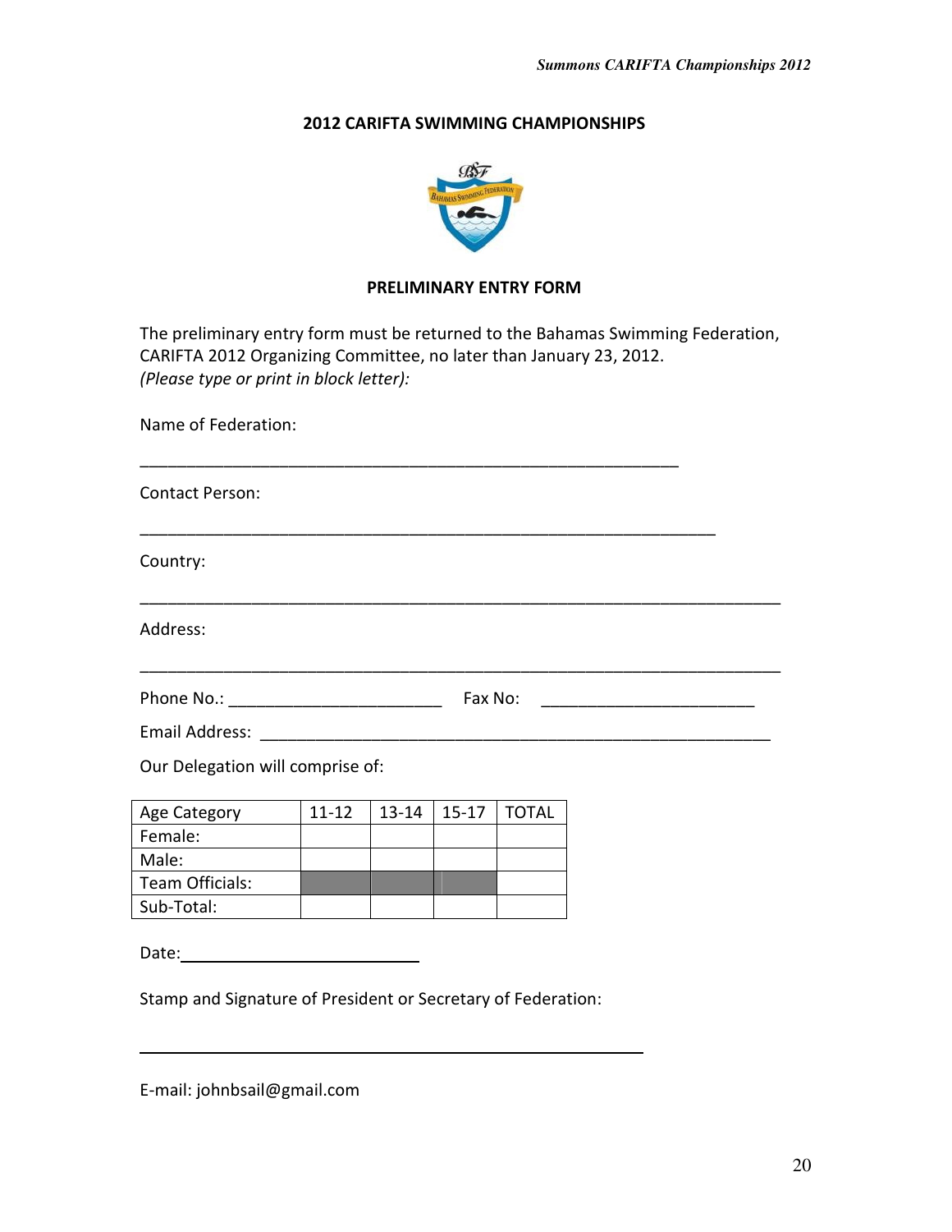## 2012 CARIFTA SWIMMING CHAMPIONSHIPS

### PRELIMINARY ENTRY FORM

The preliminary entry form must be returned to the Bahamas Swimming Federation, CARIFTA 2012 Organizing Committee, no later than January 23, 2012.
*(Please type or print in block letter):*

Name of Federation:

____________________________________________________________

Contact Person:

________________________________________________________________

Country:

_______________________________________________________________________

Address:

_______________________________________________________________________

Phone No.: _______________________ Fax No: _______________________

Email Address: _________________________________________________________

Our Delegation will comprise of:

| Age Category | 11-12 | 13-14 | 15-17 | TOTAL |
|---|---|---|---|---|
| Female: | | | | |
| Male: | | | | |
| Team Officials: | | | | |
| Sub-Total: | | | | |

Date: ___________________________

Stamp and Signature of President or Secretary of Federation:

________________________________________________________

E-mail: johnbsail@gmail.com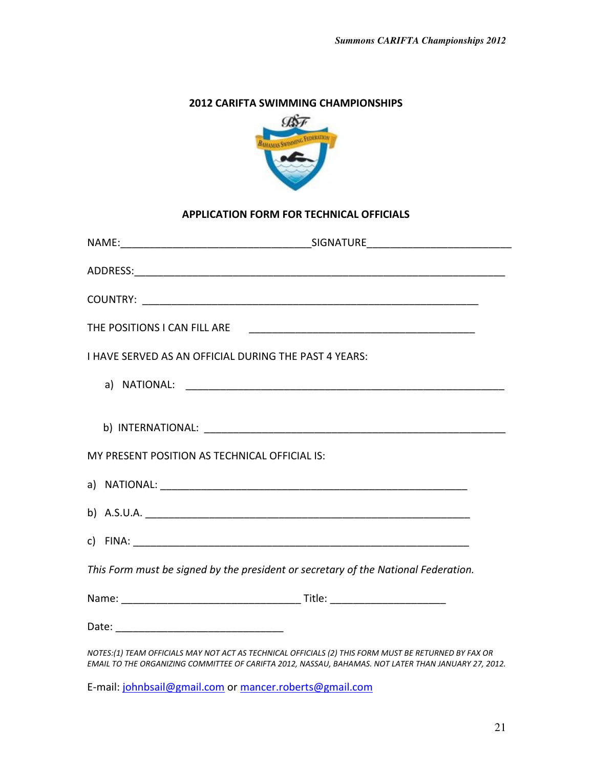## 2012 CARIFTA SWIMMING CHAMPIONSHIPS

### APPLICATION FORM FOR TECHNICAL OFFICIALS

NAME:\_\_\_\_\_\_\_\_\_\_\_\_\_\_\_\_\_\_\_\_\_\_\_\_\_\_\_\_\_\_\_\_ SIGNATURE\_\_\_\_\_\_\_\_\_\_\_\_\_\_\_\_\_\_\_\_\_\_\_\_

ADDRESS:\_\_\_\_\_\_\_\_\_\_\_\_\_\_\_\_\_\_\_\_\_\_\_\_\_\_\_\_\_\_\_\_\_\_\_\_\_\_\_\_\_\_\_\_\_\_\_\_\_\_\_\_\_\_\_\_\_\_\_\_\_\_

COUNTRY: \_\_\_\_\_\_\_\_\_\_\_\_\_\_\_\_\_\_\_\_\_\_\_\_\_\_\_\_\_\_\_\_\_\_\_\_\_\_\_\_\_\_\_\_\_\_\_\_\_\_\_\_\_\_\_\_

THE POSITIONS I CAN FILL ARE \_\_\_\_\_\_\_\_\_\_\_\_\_\_\_\_\_\_\_\_\_\_\_\_\_\_\_\_\_\_\_\_\_\_\_\_\_\_

I HAVE SERVED AS AN OFFICIAL DURING THE PAST 4 YEARS:

a) NATIONAL: \_\_\_\_\_\_\_\_\_\_\_\_\_\_\_\_\_\_\_\_\_\_\_\_\_\_\_\_\_\_\_\_\_\_\_\_\_\_\_\_\_\_\_\_\_\_\_\_\_\_\_

b) INTERNATIONAL: \_\_\_\_\_\_\_\_\_\_\_\_\_\_\_\_\_\_\_\_\_\_\_\_\_\_\_\_\_\_\_\_\_\_\_\_\_\_\_\_\_\_\_\_\_\_\_

MY PRESENT POSITION AS TECHNICAL OFFICIAL IS:

a) NATIONAL: \_\_\_\_\_\_\_\_\_\_\_\_\_\_\_\_\_\_\_\_\_\_\_\_\_\_\_\_\_\_\_\_\_\_\_\_\_\_\_\_\_\_\_\_\_\_\_\_\_\_\_

b) A.S.U.A. \_\_\_\_\_\_\_\_\_\_\_\_\_\_\_\_\_\_\_\_\_\_\_\_\_\_\_\_\_\_\_\_\_\_\_\_\_\_\_\_\_\_\_\_\_\_\_\_\_\_\_\_\_\_

c) FINA: \_\_\_\_\_\_\_\_\_\_\_\_\_\_\_\_\_\_\_\_\_\_\_\_\_\_\_\_\_\_\_\_\_\_\_\_\_\_\_\_\_\_\_\_\_\_\_\_\_\_\_\_\_\_\_\_

*This Form must be signed by the president or secretary of the National Federation.*

Name: \_\_\_\_\_\_\_\_\_\_\_\_\_\_\_\_\_\_\_\_\_\_\_\_\_\_\_\_\_\_ Title: \_\_\_\_\_\_\_\_\_\_\_\_\_\_\_\_\_\_\_\_

Date: \_\_\_\_\_\_\_\_\_\_\_\_\_\_\_\_\_\_\_\_\_\_\_\_\_\_\_\_\_\_

*NOTES:(1) TEAM OFFICIALS MAY NOT ACT AS TECHNICAL OFFICIALS (2) THIS FORM MUST BE RETURNED BY FAX OR EMAIL TO THE ORGANIZING COMMITTEE OF CARIFTA 2012, NASSAU, BAHAMAS. NOT LATER THAN JANUARY 27, 2012.*

E-mail: johnbsail@gmail.com or mancer.roberts@gmail.com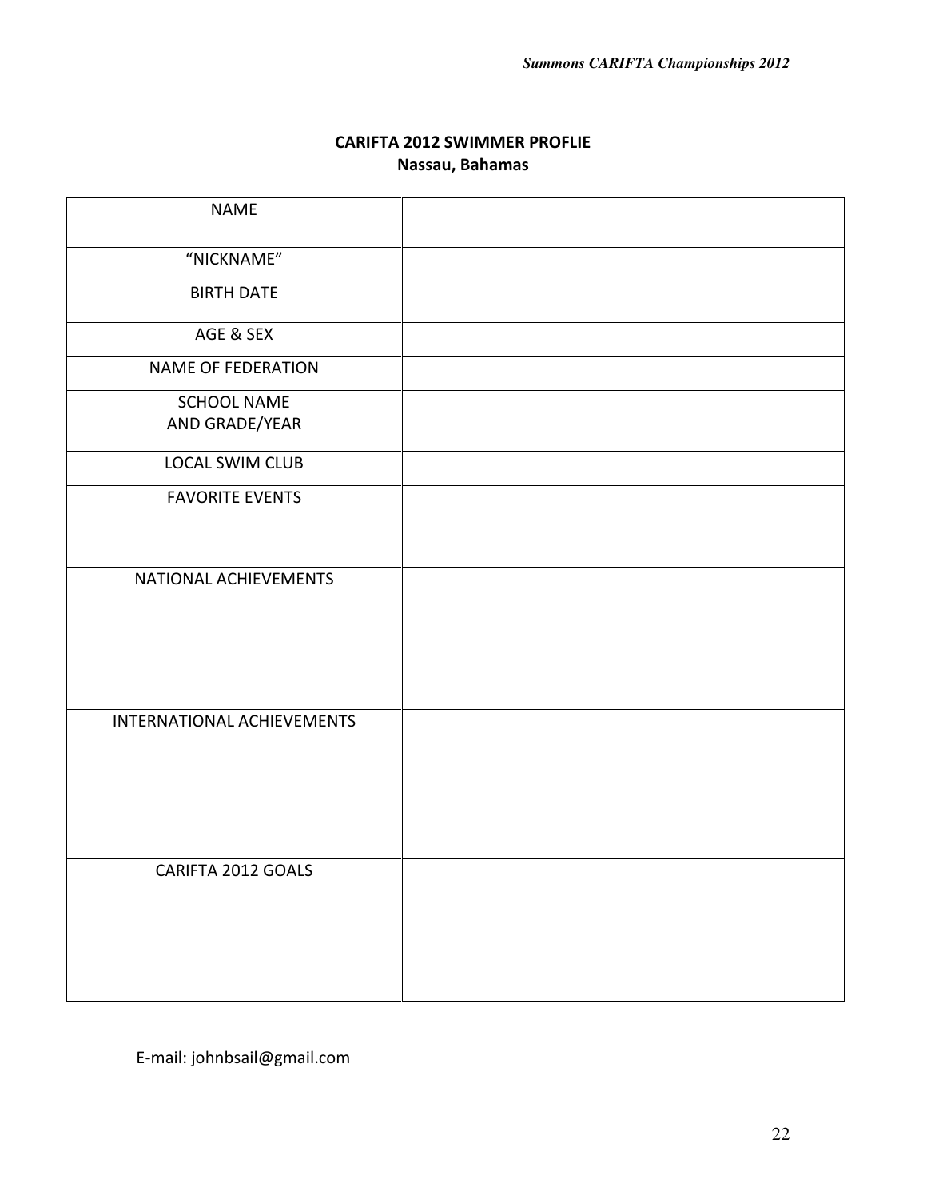**CARIFTA 2012 SWIMMER PROFLIE**
**Nassau, Bahamas**

| | |
|---|---|
| NAME | |
| "NICKNAME" | |
| BIRTH DATE | |
| AGE & SEX | |
| NAME OF FEDERATION | |
| SCHOOL NAME AND GRADE/YEAR | |
| LOCAL SWIM CLUB | |
| FAVORITE EVENTS | |
| NATIONAL ACHIEVEMENTS | |
| INTERNATIONAL ACHIEVEMENTS | |
| CARIFTA 2012 GOALS | |

E-mail: johnbsail@gmail.com